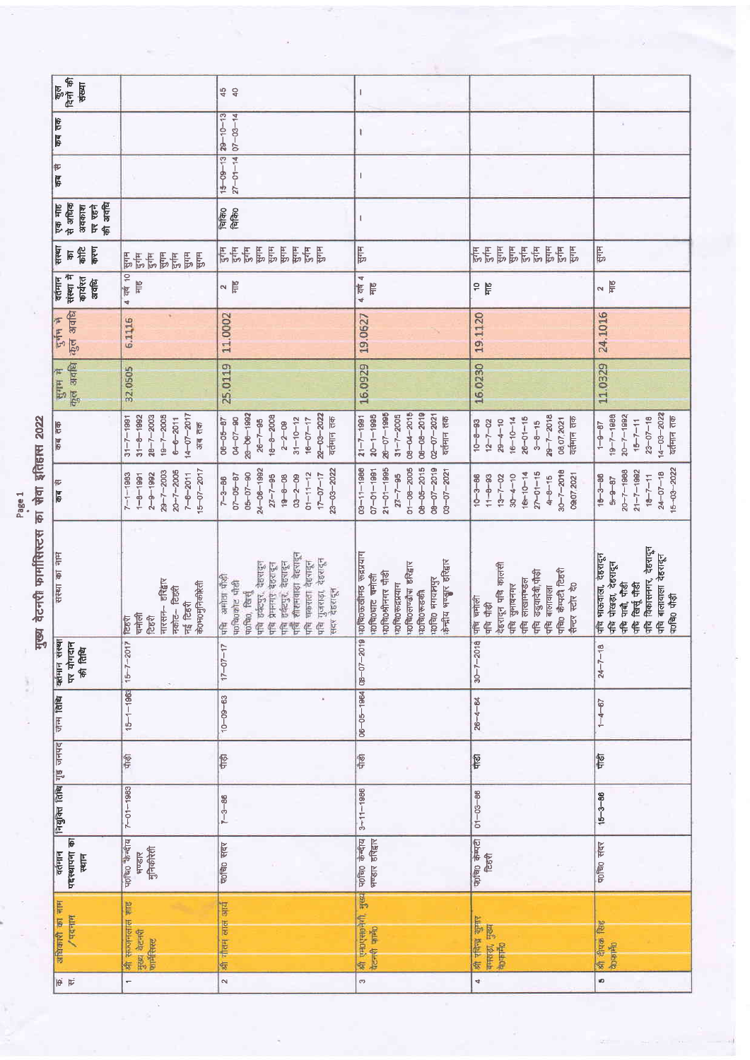# मुख्य वेटनरी फार्मासिस्टस का सेवा इतिहास 2022

| क्र. सं. | अधिकारी का नाम /पदनाम | वर्तमान पदस्थापना का स्थान | नियुक्त तिथि | गृह जनपद | जन्म तिथि | वर्तमान संस्था पर योगदान की तिथि | संस्था का नाम | कब से | कब तक | सुगम से कुल अवधि | दुर्गम से कुल अवधि | वर्तमान संस्था में कार्यरत अवधि | संस्था का कोटि करण | एक माह से अधिक अवकाश पर रहने की अवधि | कब से | कब तक | कुल दिनों की संख्या |
|---|---|---|---|---|---|---|---|---|---|---|---|---|---|---|---|---|---|
| 1 | श्री सज्जनलाल शाह मुख्य वेटनरी फार्मासिस्ट | प0चि0 केन्द्रीय भण्डार मुनिकीरेती | 7-01-1983 | पौड़ी | 15-1-1963 | 15-7-2017 | टिहरी<br>चमोली<br>टिहरी<br>नारसन- हरिद्वार<br>नकोट- टिहरी<br>नई टिहरी<br>के0भ0मुनिकीरेती | 7-1-1983<br>1-8-1991<br>2-9-1992<br>29-7-2003<br>20-7-2005<br>7-6-2011<br>15-07-2017 | 31-7-1991<br>31-8-1992<br>28-7-2003<br>19-7-2005<br>6-6-2011<br>14-07-2017<br>अब तक | 32.0505 | 6.1116 | 4 वर्ष 10 माह | दुर्गम<br>दुर्गम<br>सुगम<br>दुर्गम<br>सुगम<br>सुगम | | | | |
| 2 | श्री गीतम लाल आर्य | प0चि0 सदर | 7-3-86 | पौड़ी | 10-09-63 | 17-07-17 | पचि अमोठा पौड़ी<br>प0चि0कोट पौड़ी<br>प0चि0, थिरूं<br>पचि डनेटपुर, देहरादून<br>पचि प्रेमनगर देहरादून<br>पचि डनेटपुर, देहरादून<br>पचि शीशमबाड़ा देहरादून<br>पचि चकराता देहरादून<br>पचि गुजराड़ा, देहरादून<br>सदर देहरादून | 7-3-86<br>07-05-87<br>05-07-90<br>24-06-1992<br>27-7-95<br>19-8-08<br>03-2-09<br>01-11-12<br>17-07-17<br>23-03-2022 | 06-05-87<br>04-07-90<br>23-06-1992<br>26-7-95<br>18-8-2008<br>2-2-09<br>31-10-12<br>16-07-17<br>22-03-2022<br>वर्तमान तक | 25.0119 | 11.0002 | 2 माह | दुर्गम<br>दुर्गम<br>सुगम<br>सुगम<br>सुगम<br>सुगम<br>दुर्गम<br>सुगम<br>सुगम | चिकि0<br>चिकि0 | 15-09-13<br>27-01-14 | 29-10-13<br>07-03-14 | 45<br>40 |
| 3 | श्री एन0एस0नेगी, मुख्य वेटनरी फार्मा0 | प0चि0 केन्द्रीय भण्डार हरिद्वार | 3-11-1986 | पौड़ी | 06-05-1964 | 08-07-2019 | प0चि0क0बीमठ रूद्रप्रयाग<br>प0चि0थराट चमोली<br>प0चि0श्रीनगर पौड़ी<br>प0चि0रूद्रप्रयाग<br>प0चि0लण्ढौरा हरिद्वार<br>प0चि0रूड़की<br>प0चि0 भगवानपुर<br>केन्द्रीय भण्डार हरिद्वार | 03-11-1986<br>07-01-1991<br>21-01-1995<br>27-7-95<br>01-08-2005<br>08-05-2015<br>08-07-2019<br>03-07-2021 | 21-7-1991<br>20-1-1995<br>26-07-1995<br>31-7-2005<br>08-04-2015<br>06-08-2019<br>02-07-2021<br>वर्तमान तक | 16.0929 | 19.0627 | 4 वर्ष 4 माह | सुगम | — | — | — | — |
| 4 | श्री रविन्द्र कुमार बमराड़ा, मुख्य वे0फार्मा0 | प0चि0 कैम्पटी टिहरी | 01-03-86 | पौड़ी | 26-4-64 | 30-7-2018 | पचि चमोली<br>पचि पौड़ी<br>देहरादून पचि कालसी<br>पचि सुभाषनगर<br>पचि लाखामण्डल<br>पचि उडुवादेवी,पौड़ी<br>पचि बालावाला<br>प0चि0 कैम्पटी टिहरी<br>सैन्टर स्टोर दे0 | 10-3-86<br>11-8-93<br>13-7-02<br>30-4-10<br>16-10-14<br>27-01-15<br>4-8-15<br>30-7-2018<br>09.07.2021 | 10-8-93<br>12-7-02<br>29-4-10<br>16-10-14<br>26-01-15<br>3-8-15<br>29-7-2018<br>08.07.2021<br>वर्तमान तक | 16.0230 | 19.1120 | 10 माह | दुर्गम<br>दुर्गम<br>सुगम<br>सुगम<br>दुर्गम<br>सुगम<br>सुगम<br>दुर्गम<br>सुगम | | | | |
| 5 | श्री दीपक सिंह वे0फार्मा0 | प0चि0 सदर | 15-3-86 | पौड़ी | 1-4-67 | 24-7-18 | पचि भाऊवाला, देहरादून<br>पचि पोखड़ा, देहरादून<br>पचि पाबौ, पौड़ी<br>पचि थिरूं पौड़ी<br>पचि विकासनगर, देहरादून<br>पचि बालावाला देहरादून<br>प0चि0 पौड़ी | 15-3-86<br>5-9-87<br>20-7-1988<br>21-7-1992<br>16-7-11<br>24-07-18<br>15-03-2022 | 1-9-87<br>19-7-1988<br>20-7-1992<br>15-7-11<br>23-07-18<br>14-03-2022<br>वर्तमान तक | 11.0329 | 24.1016 | 2 माह | सुगम | | | | |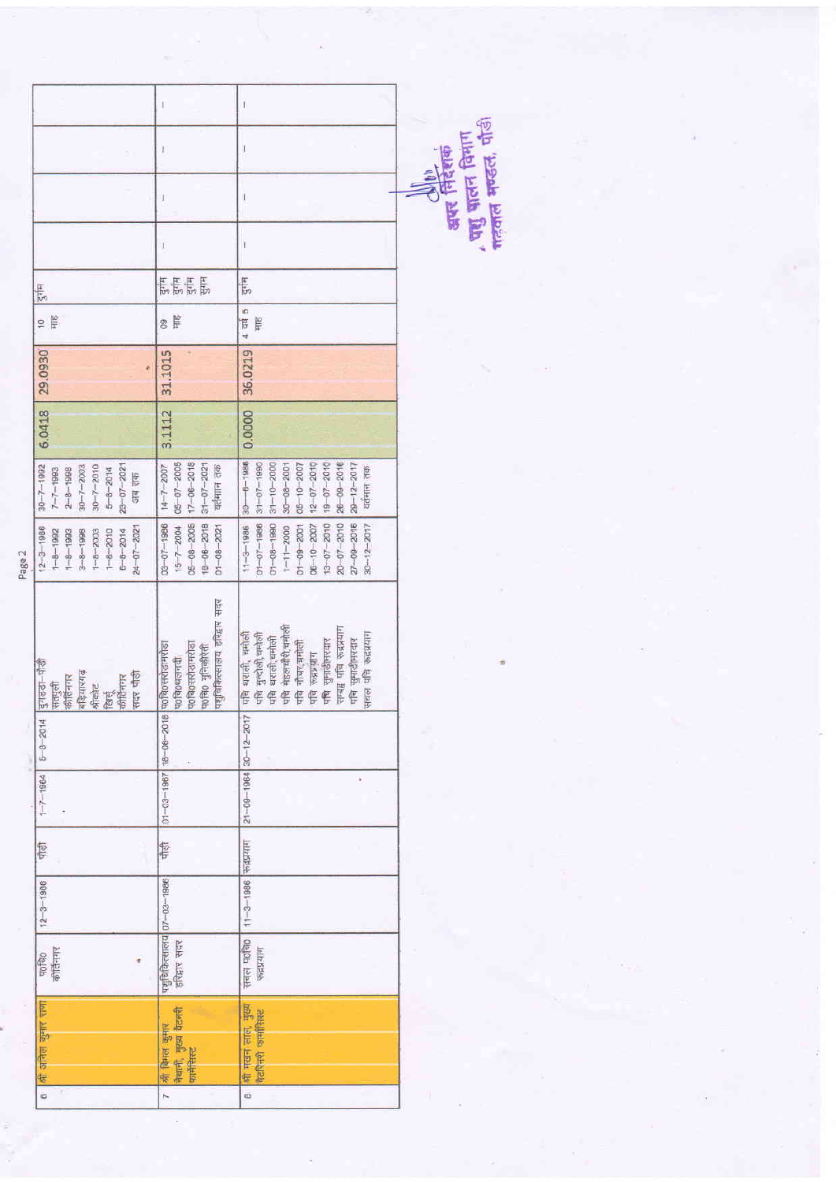| | | | | | | | | | | | | | | | |
|---|---|---|---|---|---|---|---|---|---|---|---|---|---|---|---|
| 6 | श्री अनिल कुमार राणा | प०चि० कीर्तिनगर | 12-3-1986 | पौड़ी | 1-7-1964 | 5-8-2014 | दुगड्डा-पौड़ी<br>सतपुली<br>कीर्तिनगर<br>बड़ियारगढ़<br>श्रीकोट<br>बिरर्डू<br>कीर्तिनगर<br>सदर पौड़ी | 12-3-1986<br>1-8-1992<br>1-8-1993<br>3-8-1998<br>1-8-2003<br>1-8-2010<br>6-8-2014<br>24-07-2021 | 30-7-1992<br>7-7-1993<br>2-8-1998<br>30-7-2003<br>30-7-2010<br>5-8-2014<br>23-07-2021<br>अब तक | 6.0418 | 29.0930 | 10 माह | दुर्गम | | | | |
| 7 | श्री बिमल कुमार थैयानी, मुख्य वैटनरी फार्मासिस्ट | पशुचिकित्सालय हरिद्वार सदर | 07-03-1986 | पौड़ी | 01-03-1967 | 18-06-2018 | प०चि०सतोडमरोडा<br>प०चि०थलनदी<br>प०चि०सतोडमरोडा<br>प०चि० मुनिकीरेती<br>पशुचिकित्सालय हरिद्वार सदर | 03-07-1986<br>15-7-2004<br>05-08-2005<br>18-06-2018<br>01-08-2021 | 14-7-2007<br>05-07-2005<br>17-06-2018<br>31-07-2021<br>वर्तमान तक | 3.1112 | 31.1015 | 09 माह | दुर्गम<br>दुर्गम<br>दुर्गम<br>सुगम | - | - | - | - |
| 8 | श्री मदन लाल, मुख्य वैटनरी फार्मासिस्ट | सचल प०चि० रूद्रप्रयाग | 11-3-1986 | रूद्रप्रयाग | 21-09-1964 | 30-12-2017 | पचि थराली, चमोली<br>पचि मुन्दोली,चमोली<br>पचि थराली,चमोली<br>पचि मेहलचौरी,चमोली<br>पचि गौचर,चमोली<br>पचि रूद्रप्रयाग<br>पचि गुप्तकाशी/कलस्यार<br>सचल पचि रूद्रप्रयाग<br>पचि गुप्तकाशी/मरवार<br>सचल पचि रूद्रप्रयाग | 11-3-1986<br>01-07-1986<br>01-08-1990<br>1-11-2000<br>01-09-2001<br>06-10-2007<br>13-07-2010<br>20-07-2010<br>27-09-2016<br>30-12-2017 | 30-6-1986<br>31-07-1990<br>31-10-2000<br>30-08-2001<br>05-10-2007<br>12-07-2010<br>19-07-2010<br>26-09-2016<br>29-12-2017<br>वर्तमान तक | 0.0000 | 36.0219 | 4 वर्ष 5 माह | दुर्गम | - | - | - | - |

अपर निदेशक
पशु पालन विभाग
गढ़वाल मण्डल, पौड़ी